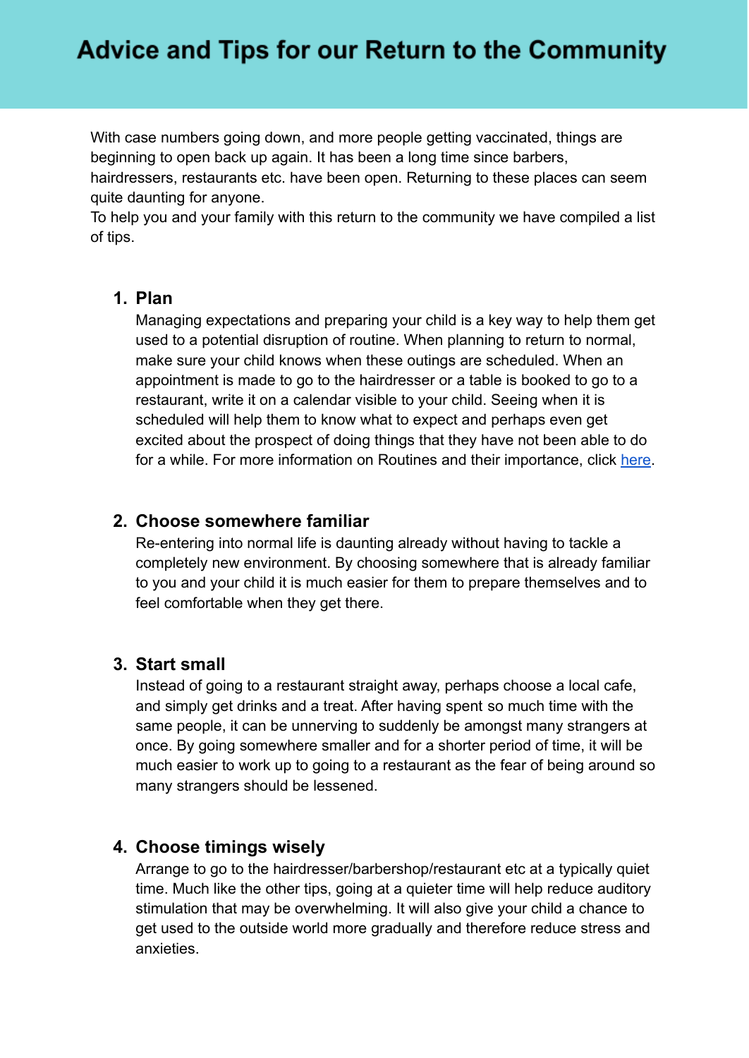# Advice and Tips for our Return to the Community

With case numbers going down, and more people getting vaccinated, things are beginning to open back up again. It has been a long time since barbers, hairdressers, restaurants etc. have been open. Returning to these places can seem quite daunting for anyone.
To help you and your family with this return to the community we have compiled a list of tips.

1. **Plan**
   Managing expectations and preparing your child is a key way to help them get used to a potential disruption of routine. When planning to return to normal, make sure your child knows when these outings are scheduled. When an appointment is made to go to the hairdresser or a table is booked to go to a restaurant, write it on a calendar visible to your child. Seeing when it is scheduled will help them to know what to expect and perhaps even get excited about the prospect of doing things that they have not been able to do for a while. For more information on Routines and their importance, click here.

2. **Choose somewhere familiar**
   Re-entering into normal life is daunting already without having to tackle a completely new environment. By choosing somewhere that is already familiar to you and your child it is much easier for them to prepare themselves and to feel comfortable when they get there.

3. **Start small**
   Instead of going to a restaurant straight away, perhaps choose a local cafe, and simply get drinks and a treat. After having spent so much time with the same people, it can be unnerving to suddenly be amongst many strangers at once. By going somewhere smaller and for a shorter period of time, it will be much easier to work up to going to a restaurant as the fear of being around so many strangers should be lessened.

4. **Choose timings wisely**
   Arrange to go to the hairdresser/barbershop/restaurant etc at a typically quiet time. Much like the other tips, going at a quieter time will help reduce auditory stimulation that may be overwhelming. It will also give your child a chance to get used to the outside world more gradually and therefore reduce stress and anxieties.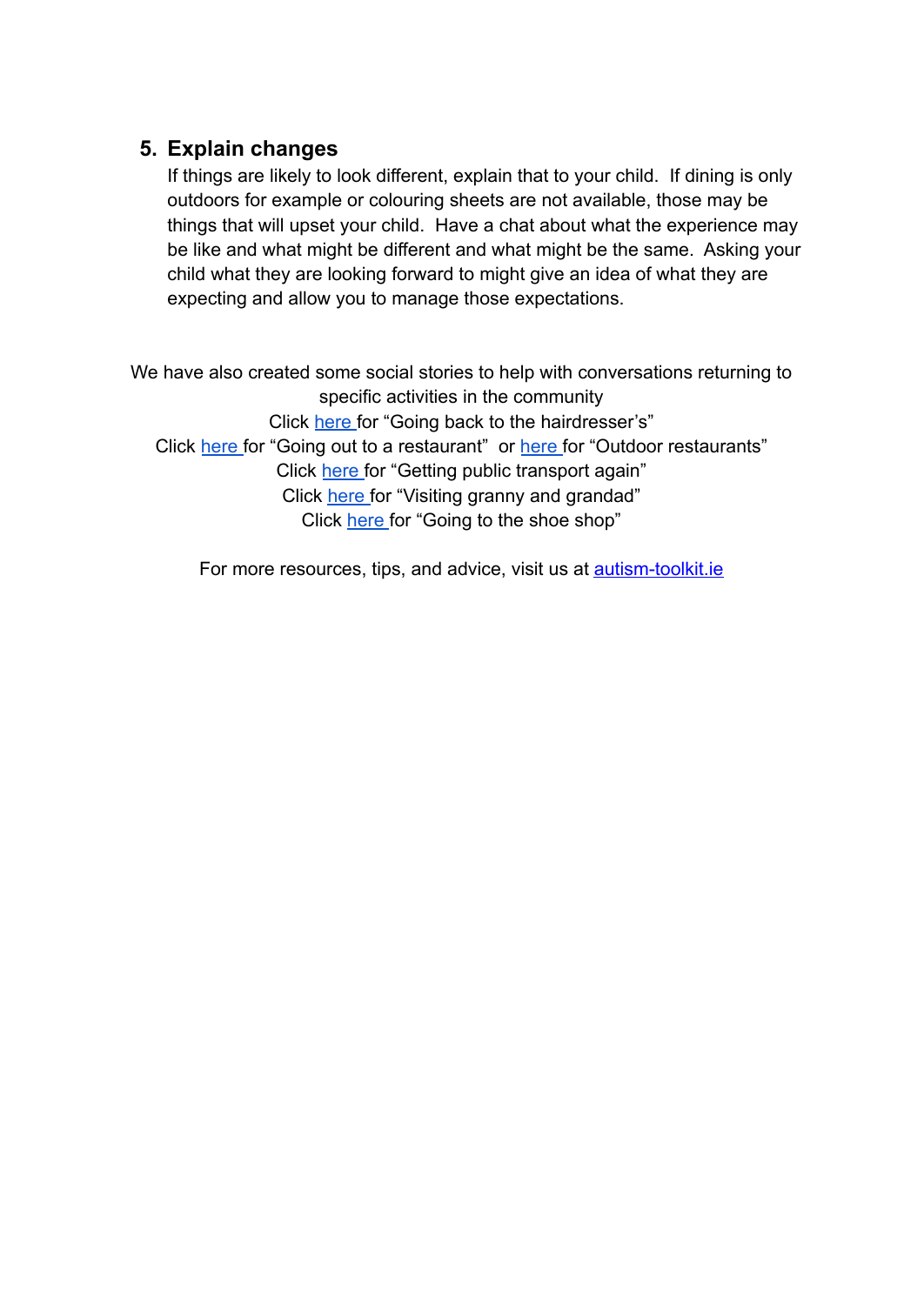5. **Explain changes**

   If things are likely to look different, explain that to your child. If dining is only outdoors for example or colouring sheets are not available, those may be things that will upset your child. Have a chat about what the experience may be like and what might be different and what might be the same. Asking your child what they are looking forward to might give an idea of what they are expecting and allow you to manage those expectations.

We have also created some social stories to help with conversations returning to specific activities in the community

Click here for "Going back to the hairdresser's"

Click here for "Going out to a restaurant" or here for "Outdoor restaurants"

Click here for "Getting public transport again"

Click here for "Visiting granny and grandad"

Click here for "Going to the shoe shop"

For more resources, tips, and advice, visit us at autism-toolkit.ie